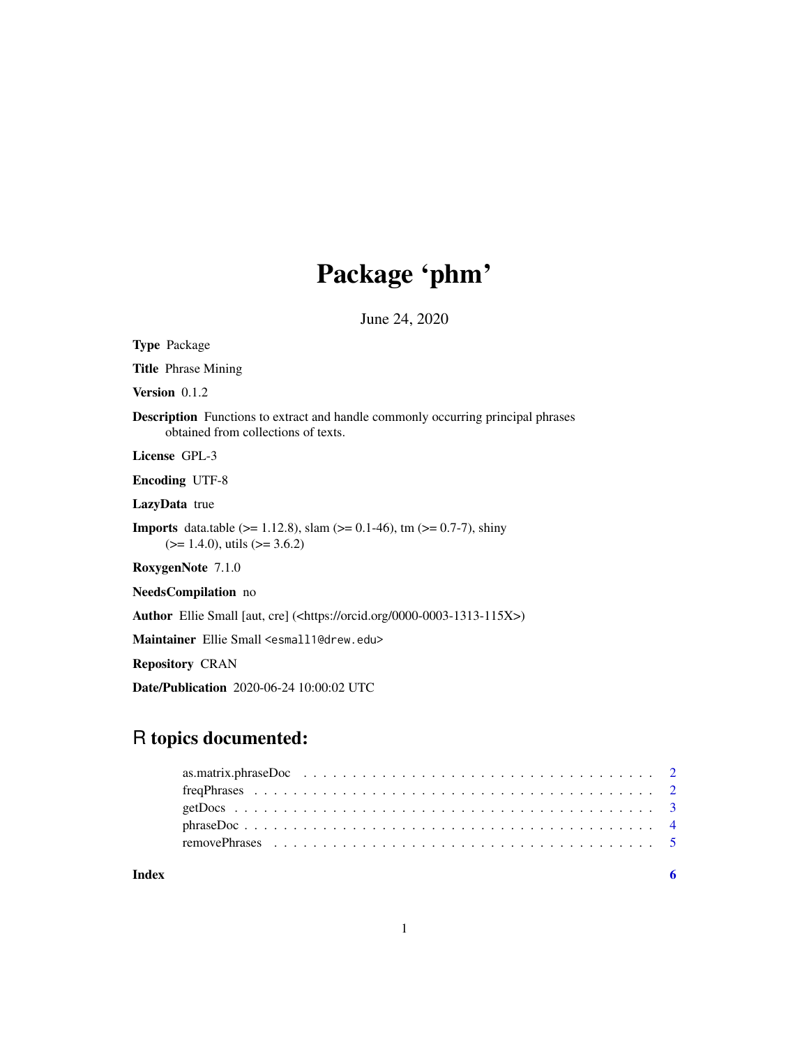# Package 'phm'

June 24, 2020

**Type** Package

**Title** Phrase Mining

**Version** 0.1.2

**Description** Functions to extract and handle commonly occurring principal phrases obtained from collections of texts.

**License** GPL-3

**Encoding** UTF-8

**LazyData** true

**Imports** data.table (>= 1.12.8), slam (>= 0.1-46), tm (>= 0.7-7), shiny (>= 1.4.0), utils (>= 3.6.2)

**RoxygenNote** 7.1.0

**NeedsCompilation** no

**Author** Ellie Small [aut, cre] (<https://orcid.org/0000-0003-1313-115X>)

**Maintainer** Ellie Small <esmall1@drew.edu>

**Repository** CRAN

**Date/Publication** 2020-06-24 10:00:02 UTC

## R topics documented:

- as.matrix.phraseDoc . . . . . . . . . . . . . . . . . . . . . . . . . . . . . . . . . . 2
- freqPhrases . . . . . . . . . . . . . . . . . . . . . . . . . . . . . . . . . . . . . . . 2
- getDocs . . . . . . . . . . . . . . . . . . . . . . . . . . . . . . . . . . . . . . . . . 3
- phraseDoc . . . . . . . . . . . . . . . . . . . . . . . . . . . . . . . . . . . . . . . . 4
- removePhrases . . . . . . . . . . . . . . . . . . . . . . . . . . . . . . . . . . . . . 5

**Index** 6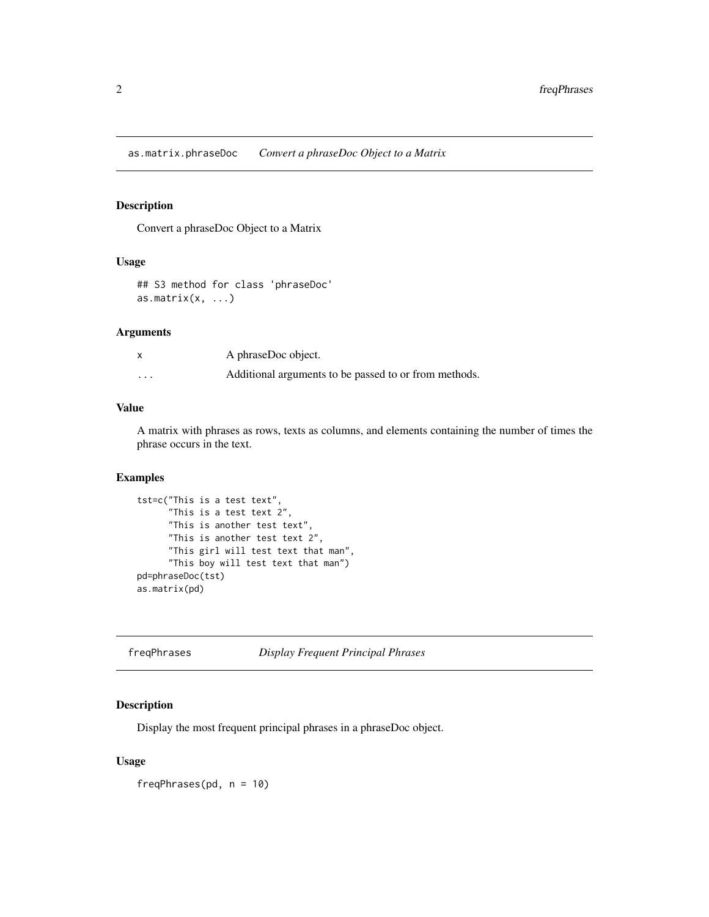## as.matrix.phraseDoc *Convert a phraseDoc Object to a Matrix*

### Description

Convert a phraseDoc Object to a Matrix

### Usage

```
## S3 method for class 'phraseDoc'
as.matrix(x, ...)
```

### Arguments

| | |
|---|---|
| x | A phraseDoc object. |
| ... | Additional arguments to be passed to or from methods. |

### Value

A matrix with phrases as rows, texts as columns, and elements containing the number of times the phrase occurs in the text.

### Examples

```
tst=c("This is a test text",
      "This is a test text 2",
      "This is another test text",
      "This is another test text 2",
      "This girl will test text that man",
      "This boy will test text that man")
pd=phraseDoc(tst)
as.matrix(pd)
```

## freqPhrases *Display Frequent Principal Phrases*

### Description

Display the most frequent principal phrases in a phraseDoc object.

### Usage

```
freqPhrases(pd, n = 10)
```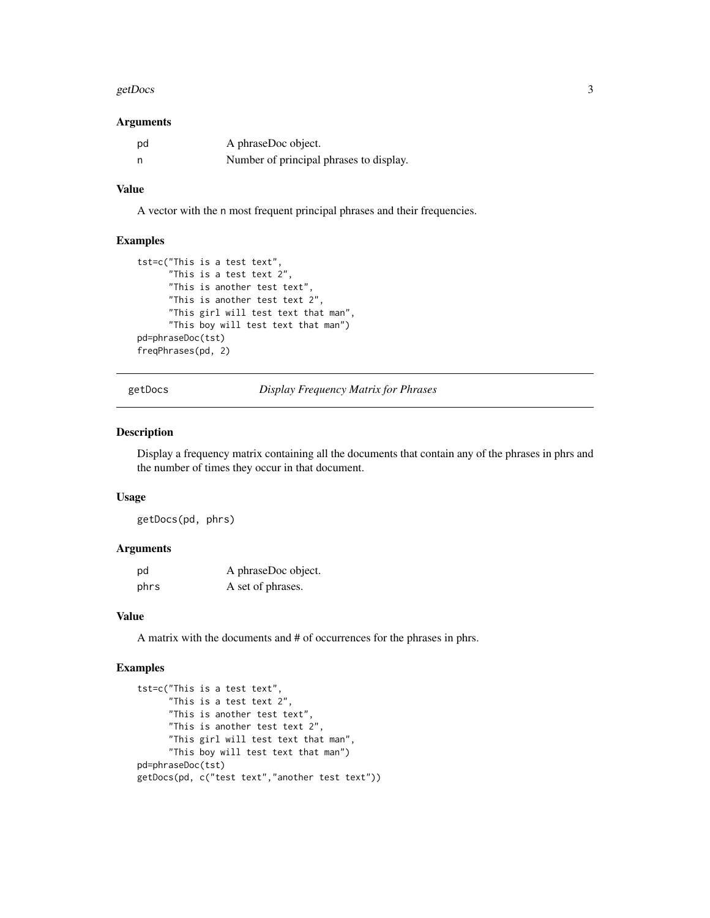### Arguments

| | |
|---|---|
| pd | A phraseDoc object. |
| n | Number of principal phrases to display. |

### Value

A vector with the n most frequent principal phrases and their frequencies.

### Examples

```
tst=c("This is a test text",
      "This is a test text 2",
      "This is another test text",
      "This is another test text 2",
      "This girl will test text that man",
      "This boy will test text that man")
pd=phraseDoc(tst)
freqPhrases(pd, 2)
```

---

## getDocs *Display Frequency Matrix for Phrases*

---

### Description

Display a frequency matrix containing all the documents that contain any of the phrases in phrs and the number of times they occur in that document.

### Usage

```
getDocs(pd, phrs)
```

### Arguments

| | |
|---|---|
| pd | A phraseDoc object. |
| phrs | A set of phrases. |

### Value

A matrix with the documents and # of occurrences for the phrases in phrs.

### Examples

```
tst=c("This is a test text",
      "This is a test text 2",
      "This is another test text",
      "This is another test text 2",
      "This girl will test text that man",
      "This boy will test text that man")
pd=phraseDoc(tst)
getDocs(pd, c("test text","another test text"))
```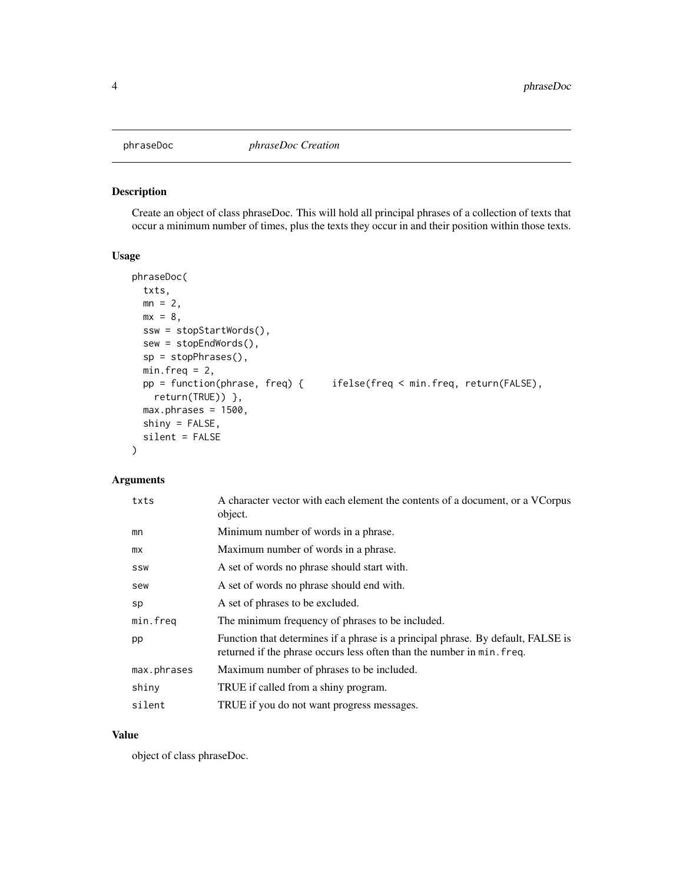## phraseDoc — *phraseDoc Creation*

### Description

Create an object of class phraseDoc. This will hold all principal phrases of a collection of texts that occur a minimum number of times, plus the texts they occur in and their position within those texts.

### Usage

```
phraseDoc(
  txts,
  mn = 2,
  mx = 8,
  ssw = stopStartWords(),
  sew = stopEndWords(),
  sp = stopPhrases(),
  min.freq = 2,
  pp = function(phrase, freq) {     ifelse(freq < min.freq, return(FALSE),
    return(TRUE)) },
  max.phrases = 1500,
  shiny = FALSE,
  silent = FALSE
)
```

### Arguments

| | |
|---|---|
| `txts` | A character vector with each element the contents of a document, or a VCorpus object. |
| `mn` | Minimum number of words in a phrase. |
| `mx` | Maximum number of words in a phrase. |
| `ssw` | A set of words no phrase should start with. |
| `sew` | A set of words no phrase should end with. |
| `sp` | A set of phrases to be excluded. |
| `min.freq` | The minimum frequency of phrases to be included. |
| `pp` | Function that determines if a phrase is a principal phrase. By default, FALSE is returned if the phrase occurs less often than the number in `min.freq`. |
| `max.phrases` | Maximum number of phrases to be included. |
| `shiny` | TRUE if called from a shiny program. |
| `silent` | TRUE if you do not want progress messages. |

### Value

object of class phraseDoc.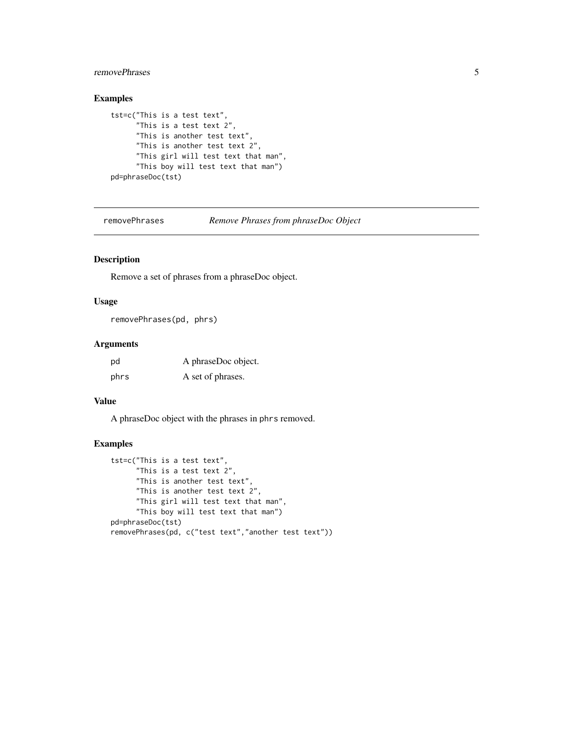## Examples

```
tst=c("This is a test text",
      "This is a test text 2",
      "This is another test text",
      "This is another test text 2",
      "This girl will test text that man",
      "This boy will test text that man")
pd=phraseDoc(tst)
```

---

## removePhrases — *Remove Phrases from phraseDoc Object*

---

### Description

Remove a set of phrases from a phraseDoc object.

### Usage

```
removePhrases(pd, phrs)
```

### Arguments

| | |
|---|---|
| pd | A phraseDoc object. |
| phrs | A set of phrases. |

### Value

A phraseDoc object with the phrases in phrs removed.

### Examples

```
tst=c("This is a test text",
      "This is a test text 2",
      "This is another test text",
      "This is another test text 2",
      "This girl will test text that man",
      "This boy will test text that man")
pd=phraseDoc(tst)
removePhrases(pd, c("test text","another test text"))
```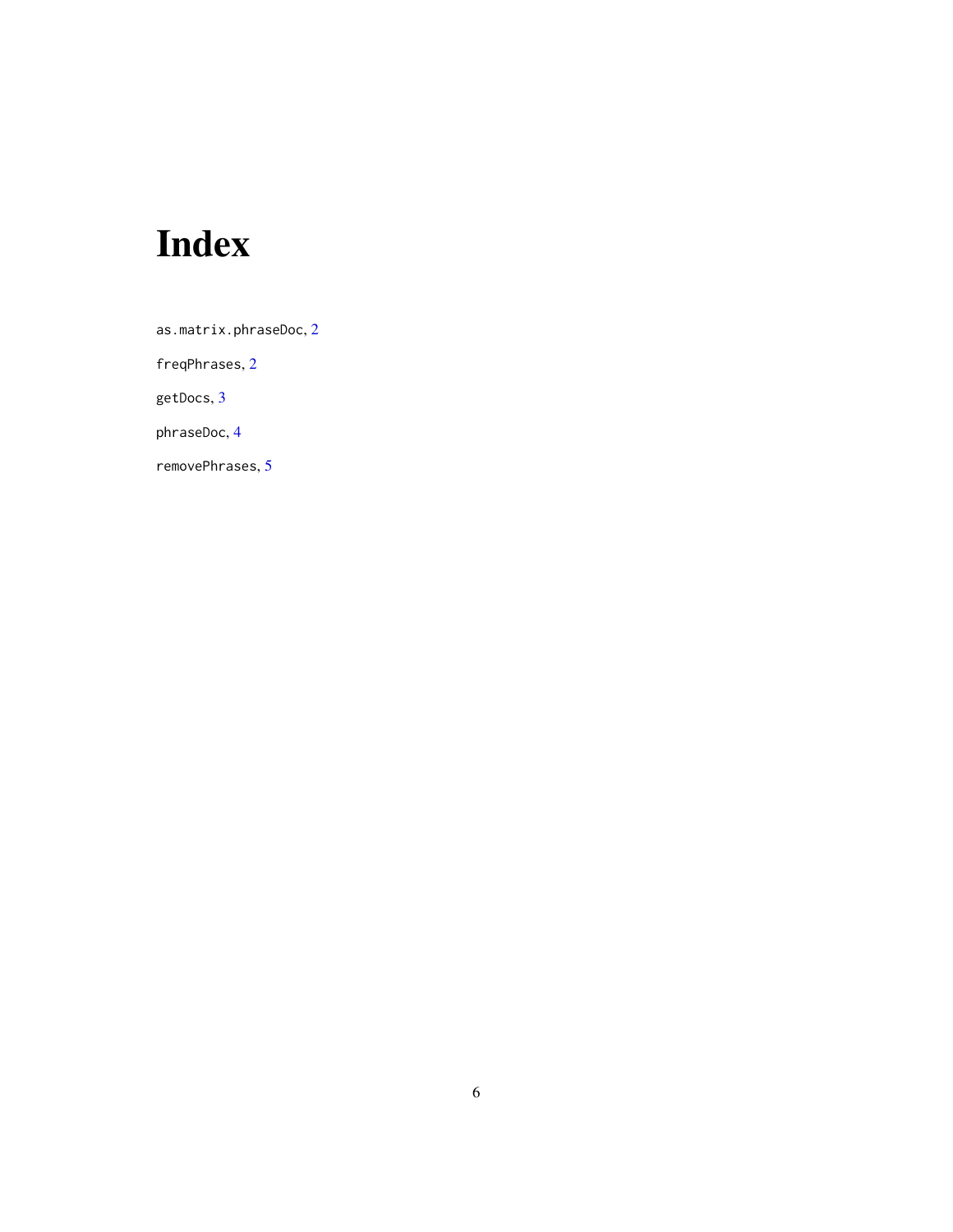# Index

as.matrix.phraseDoc, 2

freqPhrases, 2

getDocs, 3

phraseDoc, 4

removePhrases, 5